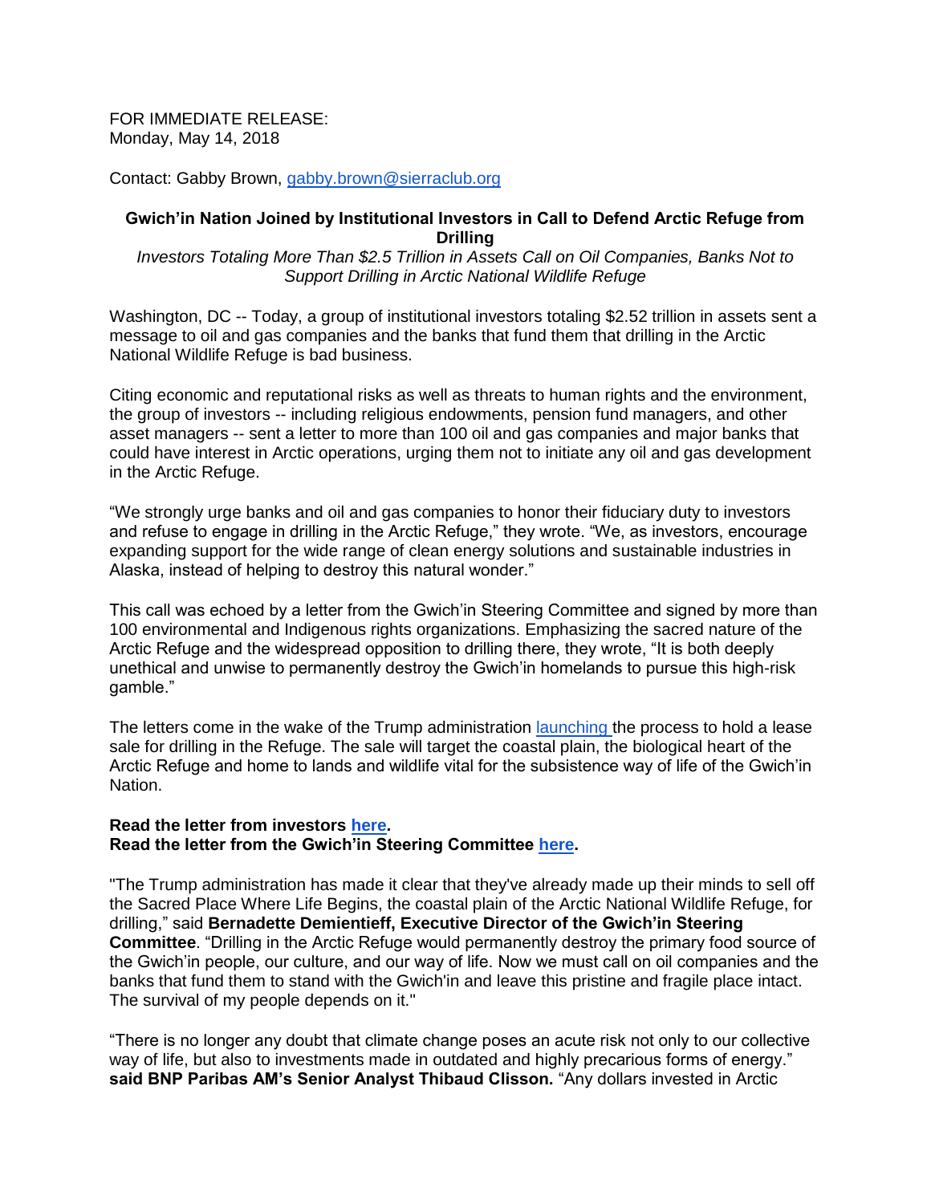FOR IMMEDIATE RELEASE:
Monday, May 14, 2018

Contact: Gabby Brown, [gabby.brown@sierraclub.org](mailto:gabby.brown@sierraclub.org)

**Gwich'in Nation Joined by Institutional Investors in Call to Defend Arctic Refuge from Drilling**

*Investors Totaling More Than $2.5 Trillion in Assets Call on Oil Companies, Banks Not to Support Drilling in Arctic National Wildlife Refuge*

Washington, DC -- Today, a group of institutional investors totaling $2.52 trillion in assets sent a message to oil and gas companies and the banks that fund them that drilling in the Arctic National Wildlife Refuge is bad business.

Citing economic and reputational risks as well as threats to human rights and the environment, the group of investors -- including religious endowments, pension fund managers, and other asset managers -- sent a letter to more than 100 oil and gas companies and major banks that could have interest in Arctic operations, urging them not to initiate any oil and gas development in the Arctic Refuge.

"We strongly urge banks and oil and gas companies to honor their fiduciary duty to investors and refuse to engage in drilling in the Arctic Refuge," they wrote. "We, as investors, encourage expanding support for the wide range of clean energy solutions and sustainable industries in Alaska, instead of helping to destroy this natural wonder."

This call was echoed by a letter from the Gwich'in Steering Committee and signed by more than 100 environmental and Indigenous rights organizations. Emphasizing the sacred nature of the Arctic Refuge and the widespread opposition to drilling there, they wrote, "It is both deeply unethical and unwise to permanently destroy the Gwich'in homelands to pursue this high-risk gamble."

The letters come in the wake of the Trump administration launching the process to hold a lease sale for drilling in the Refuge. The sale will target the coastal plain, the biological heart of the Arctic Refuge and home to lands and wildlife vital for the subsistence way of life of the Gwich'in Nation.

**Read the letter from investors here.**
**Read the letter from the Gwich'in Steering Committee here.**

"The Trump administration has made it clear that they've already made up their minds to sell off the Sacred Place Where Life Begins, the coastal plain of the Arctic National Wildlife Refuge, for drilling," said **Bernadette Demientieff, Executive Director of the Gwich'in Steering Committee**. "Drilling in the Arctic Refuge would permanently destroy the primary food source of the Gwich'in people, our culture, and our way of life. Now we must call on oil companies and the banks that fund them to stand with the Gwich'in and leave this pristine and fragile place intact. The survival of my people depends on it."

"There is no longer any doubt that climate change poses an acute risk not only to our collective way of life, but also to investments made in outdated and highly precarious forms of energy." **said BNP Paribas AM's Senior Analyst Thibaud Clisson.** "Any dollars invested in Arctic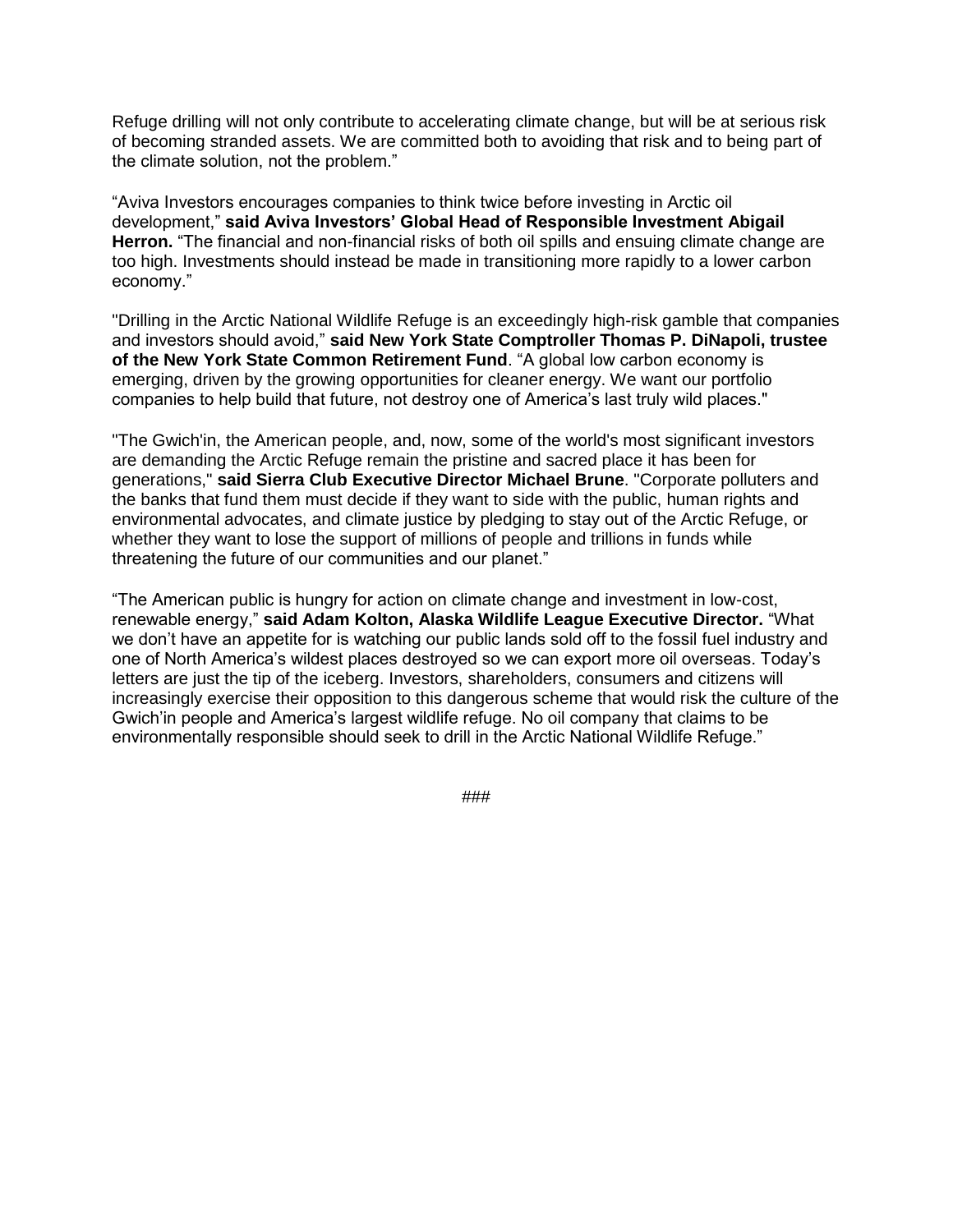Refuge drilling will not only contribute to accelerating climate change, but will be at serious risk of becoming stranded assets. We are committed both to avoiding that risk and to being part of the climate solution, not the problem."

"Aviva Investors encourages companies to think twice before investing in Arctic oil development," **said Aviva Investors' Global Head of Responsible Investment Abigail Herron.** "The financial and non-financial risks of both oil spills and ensuing climate change are too high. Investments should instead be made in transitioning more rapidly to a lower carbon economy."

"Drilling in the Arctic National Wildlife Refuge is an exceedingly high-risk gamble that companies and investors should avoid," **said New York State Comptroller Thomas P. DiNapoli, trustee of the New York State Common Retirement Fund**. "A global low carbon economy is emerging, driven by the growing opportunities for cleaner energy. We want our portfolio companies to help build that future, not destroy one of America's last truly wild places."

"The Gwich'in, the American people, and, now, some of the world's most significant investors are demanding the Arctic Refuge remain the pristine and sacred place it has been for generations," **said Sierra Club Executive Director Michael Brune**. "Corporate polluters and the banks that fund them must decide if they want to side with the public, human rights and environmental advocates, and climate justice by pledging to stay out of the Arctic Refuge, or whether they want to lose the support of millions of people and trillions in funds while threatening the future of our communities and our planet."

"The American public is hungry for action on climate change and investment in low-cost, renewable energy," **said Adam Kolton, Alaska Wildlife League Executive Director.** "What we don't have an appetite for is watching our public lands sold off to the fossil fuel industry and one of North America's wildest places destroyed so we can export more oil overseas. Today's letters are just the tip of the iceberg. Investors, shareholders, consumers and citizens will increasingly exercise their opposition to this dangerous scheme that would risk the culture of the Gwich'in people and America's largest wildlife refuge. No oil company that claims to be environmentally responsible should seek to drill in the Arctic National Wildlife Refuge."

###